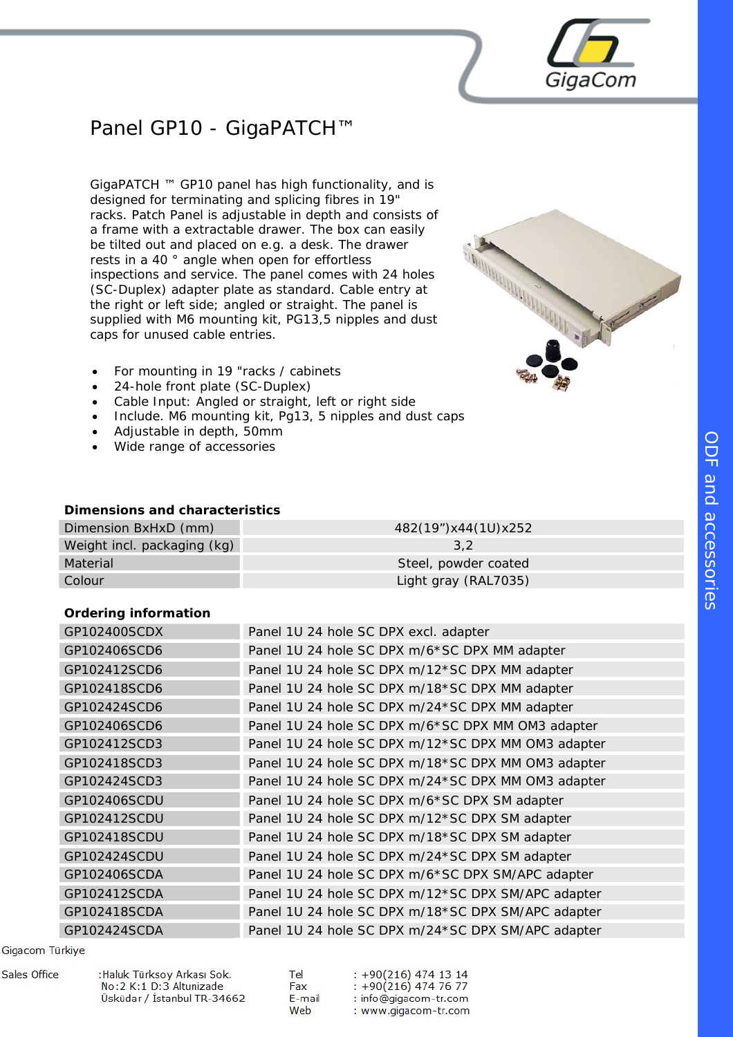# Panel GP10 - GigaPATCH™

GigaPATCH ™ GP10 panel has high functionality, and is designed for terminating and splicing fibres in 19" racks. Patch Panel is adjustable in depth and consists of a frame with a extractable drawer. The box can easily be tilted out and placed on e.g. a desk. The drawer rests in a 40 ° angle when open for effortless inspections and service. The panel comes with 24 holes (SC-Duplex) adapter plate as standard. Cable entry at the right or left side; angled or straight. The panel is supplied with M6 mounting kit, PG13,5 nipples and dust caps for unused cable entries.

- For mounting in 19 "racks / cabinets
- 24-hole front plate (SC-Duplex)
- Cable Input: Angled or straight, left or right side
- Include. M6 mounting kit, Pg13, 5 nipples and dust caps
- Adjustable in depth, 50mm
- Wide range of accessories

**Dimensions and characteristics**

| | |
|---|---|
| Dimension BxHxD (mm) | 482(19")x44(1U)x252 |
| Weight incl. packaging (kg) | 3,2 |
| Material | Steel, powder coated |
| Colour | Light gray (RAL7035) |

**Ordering information**

| | |
|---|---|
| GP102400SCDX | Panel 1U 24 hole SC DPX excl. adapter |
| GP102406SCD6 | Panel 1U 24 hole SC DPX m/6*SC DPX MM adapter |
| GP102412SCD6 | Panel 1U 24 hole SC DPX m/12*SC DPX MM adapter |
| GP102418SCD6 | Panel 1U 24 hole SC DPX m/18*SC DPX MM adapter |
| GP102424SCD6 | Panel 1U 24 hole SC DPX m/24*SC DPX MM adapter |
| GP102406SCD6 | Panel 1U 24 hole SC DPX m/6*SC DPX MM OM3 adapter |
| GP102412SCD3 | Panel 1U 24 hole SC DPX m/12*SC DPX MM OM3 adapter |
| GP102418SCD3 | Panel 1U 24 hole SC DPX m/18*SC DPX MM OM3 adapter |
| GP102424SCD3 | Panel 1U 24 hole SC DPX m/24*SC DPX MM OM3 adapter |
| GP102406SCDU | Panel 1U 24 hole SC DPX m/6*SC DPX SM adapter |
| GP102412SCDU | Panel 1U 24 hole SC DPX m/12*SC DPX SM adapter |
| GP102418SCDU | Panel 1U 24 hole SC DPX m/18*SC DPX SM adapter |
| GP102424SCDU | Panel 1U 24 hole SC DPX m/24*SC DPX SM adapter |
| GP102406SCDA | Panel 1U 24 hole SC DPX m/6*SC DPX SM/APC adapter |
| GP102412SCDA | Panel 1U 24 hole SC DPX m/12*SC DPX SM/APC adapter |
| GP102418SCDA | Panel 1U 24 hole SC DPX m/18*SC DPX SM/APC adapter |
| GP102424SCDA | Panel 1U 24 hole SC DPX m/24*SC DPX SM/APC adapter |

Gigacom Türkiye

Sales Office :Haluk Türksoy Arkası Sok. No:2 K:1 D:3 Altunizade Üsküdar / İstanbul TR-34662

Tel : +90(216) 474 13 14
Fax : +90(216) 474 76 77
E-mail : info@gigacom-tr.com
Web : www.gigacom-tr.com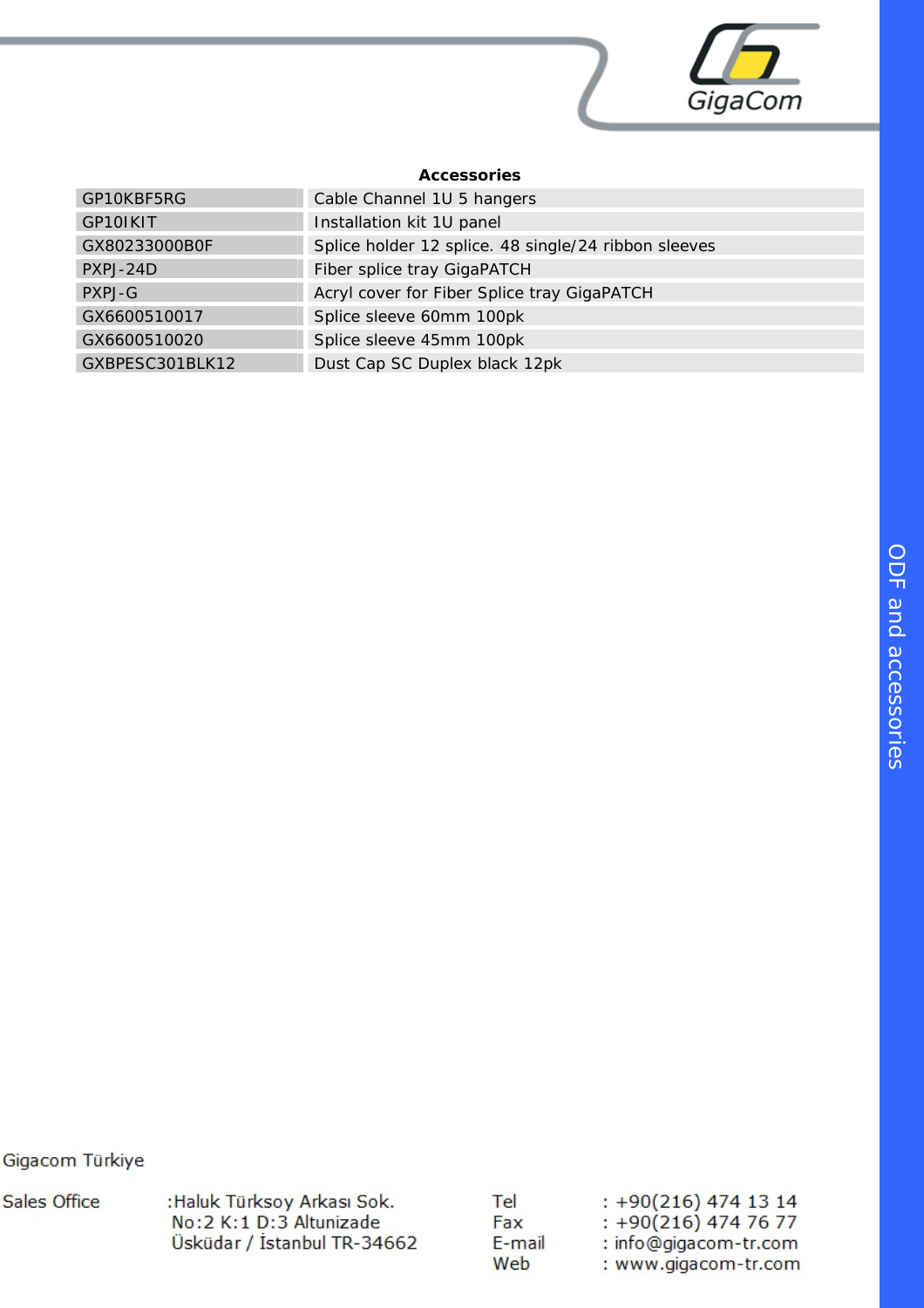**Accessories**

| | |
|---|---|
| GP10KBF5RG | Cable Channel 1U 5 hangers |
| GP10IKIT | Installation kit 1U panel |
| GX80233000B0F | Splice holder 12 splice. 48 single/24 ribbon sleeves |
| PXPJ-24D | Fiber splice tray GigaPATCH |
| PXPJ-G | Acryl cover for Fiber Splice tray GigaPATCH |
| GX6600510017 | Splice sleeve 60mm 100pk |
| GX6600510020 | Splice sleeve 45mm 100pk |
| GXBPESC301BLK12 | Dust Cap SC Duplex black 12pk |